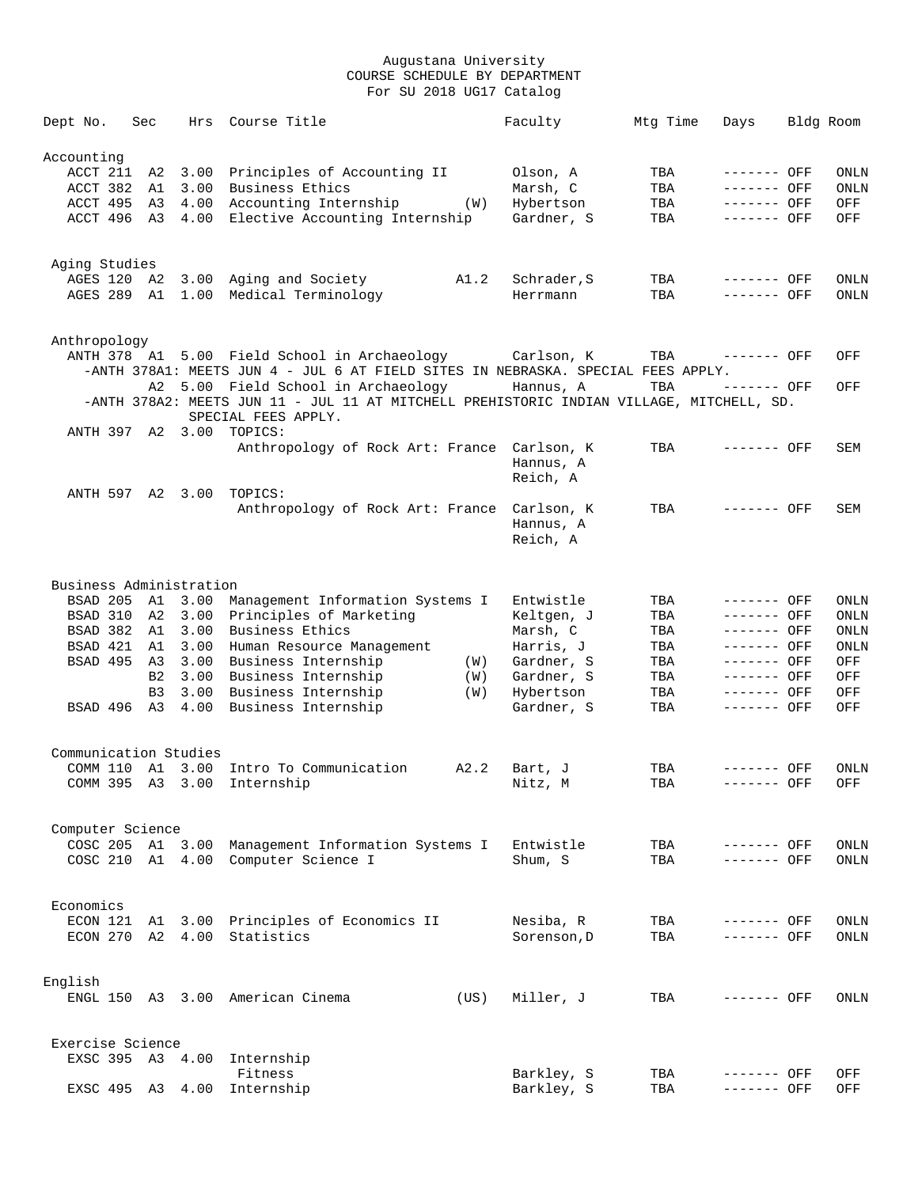# Augustana University
## COURSE SCHEDULE BY DEPARTMENT
### For SU 2018 UG17 Catalog

| Dept No. | Sec | Hrs | Course Title | | Faculty | Mtg Time | Days | Bldg Room |
|---|---|---|---|---|---|---|---|---|
| **Accounting** | | | | | | | | |
| ACCT 211 | A2 | 3.00 | Principles of Accounting II | | Olson, A | TBA | ------- OFF | ONLN |
| ACCT 382 | A1 | 3.00 | Business Ethics | | Marsh, C | TBA | ------- OFF | ONLN |
| ACCT 495 | A3 | 4.00 | Accounting Internship | (W) | Hybertson | TBA | ------- OFF | OFF |
| ACCT 496 | A3 | 4.00 | Elective Accounting Internship | | Gardner, S | TBA | ------- OFF | OFF |
| **Aging Studies** | | | | | | | | |
| AGES 120 | A2 | 3.00 | Aging and Society | A1.2 | Schrader,S | TBA | ------- OFF | ONLN |
| AGES 289 | A1 | 1.00 | Medical Terminology | | Herrmann | TBA | ------- OFF | ONLN |
| **Anthropology** | | | | | | | | |
| ANTH 378 | A1 | 5.00 | Field School in Archaeology | | Carlson, K | TBA | ------- OFF | OFF |
| | | | -ANTH 378A1: MEETS JUN 4 - JUL 6 AT FIELD SITES IN NEBRASKA. SPECIAL FEES APPLY. | | | | | |
| | A2 | 5.00 | Field School in Archaeology | | Hannus, A | TBA | ------- OFF | OFF |
| | | | -ANTH 378A2: MEETS JUN 11 - JUL 11 AT MITCHELL PREHISTORIC INDIAN VILLAGE, MITCHELL, SD. SPECIAL FEES APPLY. | | | | | |
| ANTH 397 | A2 | 3.00 | TOPICS: Anthropology of Rock Art: France | | Carlson, K; Hannus, A; Reich, A | TBA | ------- OFF | SEM |
| ANTH 597 | A2 | 3.00 | TOPICS: Anthropology of Rock Art: France | | Carlson, K; Hannus, A; Reich, A | TBA | ------- OFF | SEM |
| **Business Administration** | | | | | | | | |
| BSAD 205 | A1 | 3.00 | Management Information Systems I | | Entwistle | TBA | ------- OFF | ONLN |
| BSAD 310 | A2 | 3.00 | Principles of Marketing | | Keltgen, J | TBA | ------- OFF | ONLN |
| BSAD 382 | A1 | 3.00 | Business Ethics | | Marsh, C | TBA | ------- OFF | ONLN |
| BSAD 421 | A1 | 3.00 | Human Resource Management | | Harris, J | TBA | ------- OFF | ONLN |
| BSAD 495 | A3 | 3.00 | Business Internship | (W) | Gardner, S | TBA | ------- OFF | OFF |
| | B2 | 3.00 | Business Internship | (W) | Gardner, S | TBA | ------- OFF | OFF |
| | B3 | 3.00 | Business Internship | (W) | Hybertson | TBA | ------- OFF | OFF |
| BSAD 496 | A3 | 4.00 | Business Internship | | Gardner, S | TBA | ------- OFF | OFF |
| **Communication Studies** | | | | | | | | |
| COMM 110 | A1 | 3.00 | Intro To Communication | A2.2 | Bart, J | TBA | ------- OFF | ONLN |
| COMM 395 | A3 | 3.00 | Internship | | Nitz, M | TBA | ------- OFF | OFF |
| **Computer Science** | | | | | | | | |
| COSC 205 | A1 | 3.00 | Management Information Systems I | | Entwistle | TBA | ------- OFF | ONLN |
| COSC 210 | A1 | 4.00 | Computer Science I | | Shum, S | TBA | ------- OFF | ONLN |
| **Economics** | | | | | | | | |
| ECON 121 | A1 | 3.00 | Principles of Economics II | | Nesiba, R | TBA | ------- OFF | ONLN |
| ECON 270 | A2 | 4.00 | Statistics | | Sorenson,D | TBA | ------- OFF | ONLN |
| **English** | | | | | | | | |
| ENGL 150 | A3 | 3.00 | American Cinema | (US) | Miller, J | TBA | ------- OFF | ONLN |
| **Exercise Science** | | | | | | | | |
| EXSC 395 | A3 | 4.00 | Internship: Fitness | | Barkley, S | TBA | ------- OFF | OFF |
| EXSC 495 | A3 | 4.00 | Internship | | Barkley, S | TBA | ------- OFF | OFF |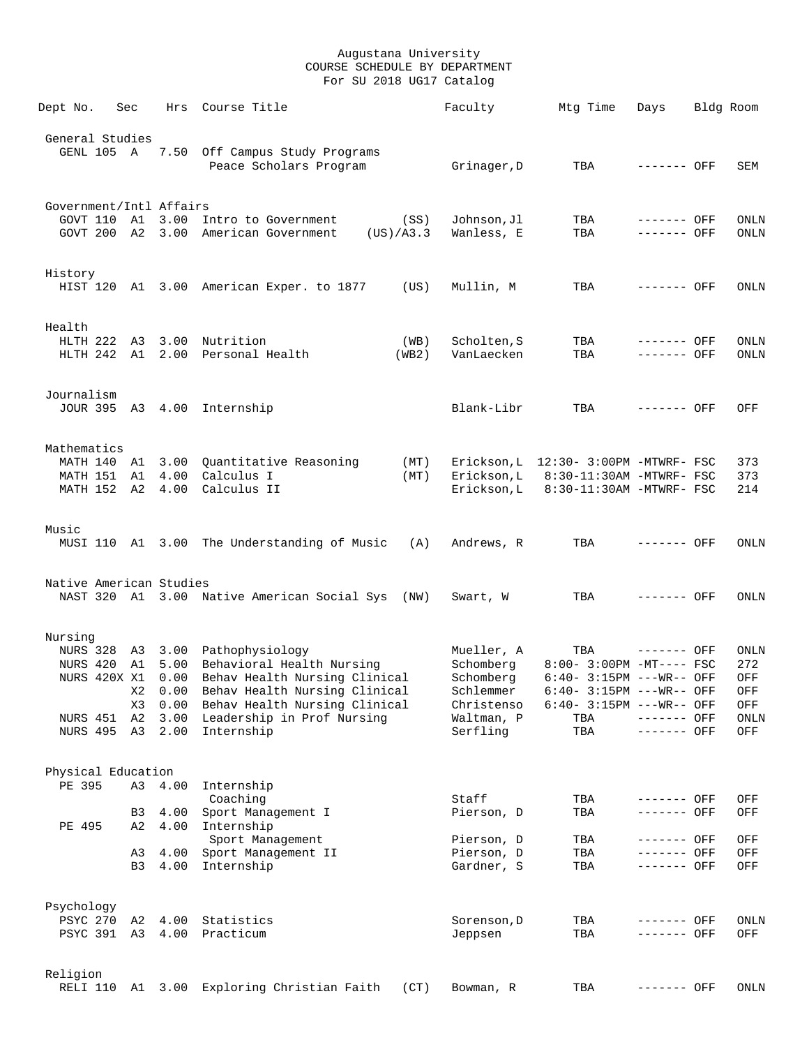Augustana University
COURSE SCHEDULE BY DEPARTMENT
For SU 2018 UG17 Catalog

| Dept | No. | Sec | Hrs | Course Title | | Faculty | Mtg Time | Days | Bldg | Room |
|---|---|---|---|---|---|---|---|---|---|---|
| **General Studies** | | | | | | | | | | |
| GENL | 105 | A | 7.50 | Off Campus Study Programs | | | | | | |
| | | | | Peace Scholars Program | | Grinager,D | TBA | ------- | OFF | SEM |
| **Government/Intl Affairs** | | | | | | | | | | |
| GOVT | 110 | A1 | 3.00 | Intro to Government | (SS) | Johnson,Jl | TBA | ------- | OFF | ONLN |
| GOVT | 200 | A2 | 3.00 | American Government | (US)/A3.3 | Wanless, E | TBA | ------- | OFF | ONLN |
| **History** | | | | | | | | | | |
| HIST | 120 | A1 | 3.00 | American Exper. to 1877 | (US) | Mullin, M | TBA | ------- | OFF | ONLN |
| **Health** | | | | | | | | | | |
| HLTH | 222 | A3 | 3.00 | Nutrition | (WB) | Scholten,S | TBA | ------- | OFF | ONLN |
| HLTH | 242 | A1 | 2.00 | Personal Health | (WB2) | VanLaecken | TBA | ------- | OFF | ONLN |
| **Journalism** | | | | | | | | | | |
| JOUR | 395 | A3 | 4.00 | Internship | | Blank-Libr | TBA | ------- | OFF | OFF |
| **Mathematics** | | | | | | | | | | |
| MATH | 140 | A1 | 3.00 | Quantitative Reasoning | (MT) | Erickson,L | 12:30- 3:00PM | -MTWRF- | FSC | 373 |
| MATH | 151 | A1 | 4.00 | Calculus I | (MT) | Erickson,L | 8:30-11:30AM | -MTWRF- | FSC | 373 |
| MATH | 152 | A2 | 4.00 | Calculus II | | Erickson,L | 8:30-11:30AM | -MTWRF- | FSC | 214 |
| **Music** | | | | | | | | | | |
| MUSI | 110 | A1 | 3.00 | The Understanding of Music | (A) | Andrews, R | TBA | ------- | OFF | ONLN |
| **Native American Studies** | | | | | | | | | | |
| NAST | 320 | A1 | 3.00 | Native American Social Sys | (NW) | Swart, W | TBA | ------- | OFF | ONLN |
| **Nursing** | | | | | | | | | | |
| NURS | 328 | A3 | 3.00 | Pathophysiology | | Mueller, A | TBA | ------- | OFF | ONLN |
| NURS | 420 | A1 | 5.00 | Behavioral Health Nursing | | Schomberg | 8:00- 3:00PM | -MT---- | FSC | 272 |
| NURS | 420X | X1 | 0.00 | Behav Health Nursing Clinical | | Schomberg | 6:40- 3:15PM | ---WR-- | OFF | OFF |
| | | X2 | 0.00 | Behav Health Nursing Clinical | | Schlemmer | 6:40- 3:15PM | ---WR-- | OFF | OFF |
| | | X3 | 0.00 | Behav Health Nursing Clinical | | Christenso | 6:40- 3:15PM | ---WR-- | OFF | OFF |
| NURS | 451 | A2 | 3.00 | Leadership in Prof Nursing | | Waltman, P | TBA | ------- | OFF | ONLN |
| NURS | 495 | A3 | 2.00 | Internship | | Serfling | TBA | ------- | OFF | OFF |
| **Physical Education** | | | | | | | | | | |
| PE | 395 | A3 | 4.00 | Internship | | | | | | |
| | | | | Coaching | | Staff | TBA | ------- | OFF | OFF |
| | | B3 | 4.00 | Sport Management I | | Pierson, D | TBA | ------- | OFF | OFF |
| PE | 495 | A2 | 4.00 | Internship | | | | | | |
| | | | | Sport Management | | Pierson, D | TBA | ------- | OFF | OFF |
| | | A3 | 4.00 | Sport Management II | | Pierson, D | TBA | ------- | OFF | OFF |
| | | B3 | 4.00 | Internship | | Gardner, S | TBA | ------- | OFF | OFF |
| **Psychology** | | | | | | | | | | |
| PSYC | 270 | A2 | 4.00 | Statistics | | Sorenson,D | TBA | ------- | OFF | ONLN |
| PSYC | 391 | A3 | 4.00 | Practicum | | Jeppsen | TBA | ------- | OFF | OFF |
| **Religion** | | | | | | | | | | |
| RELI | 110 | A1 | 3.00 | Exploring Christian Faith | (CT) | Bowman, R | TBA | ------- | OFF | ONLN |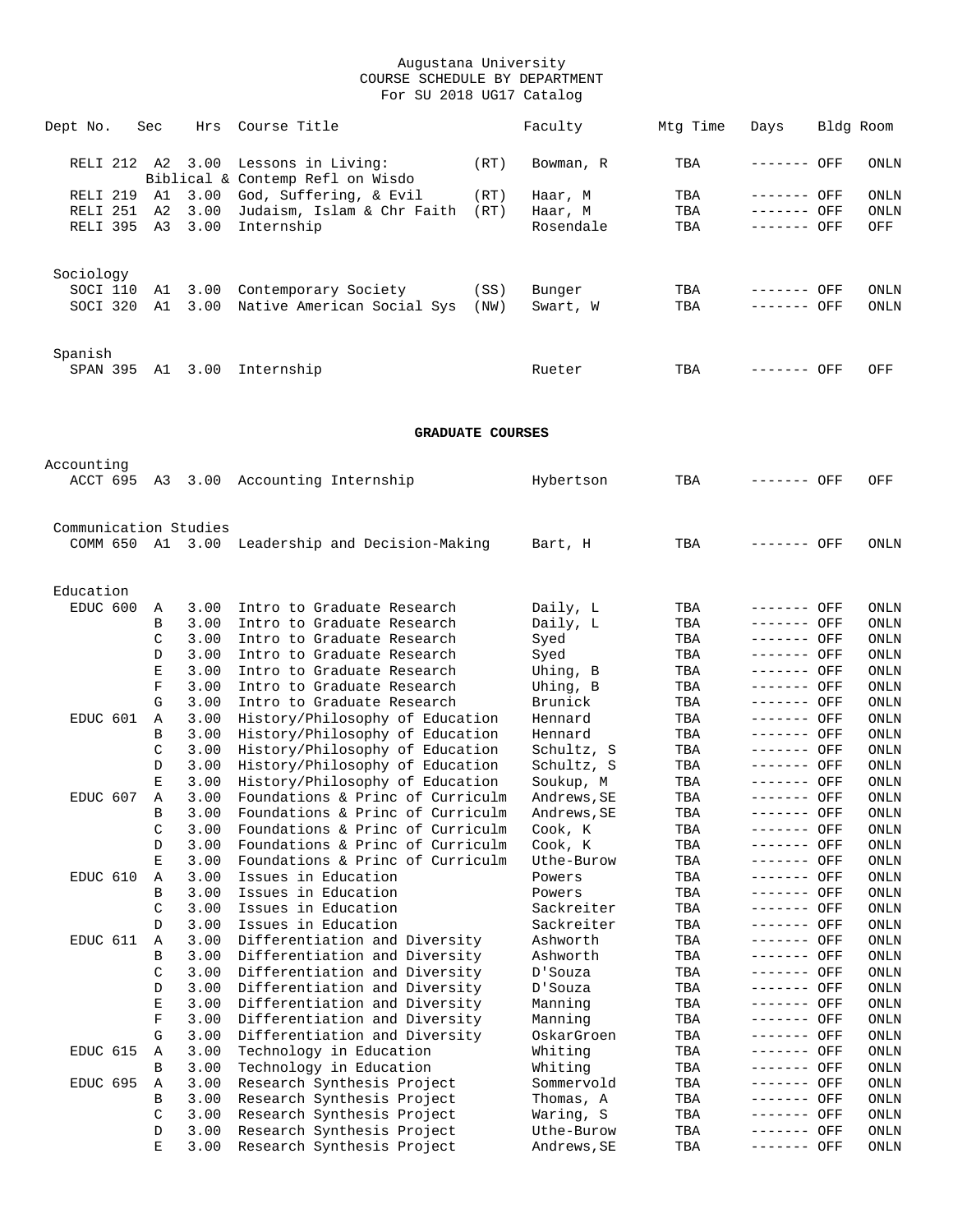Augustana University
COURSE SCHEDULE BY DEPARTMENT
For SU 2018 UG17 Catalog

| Dept No. | Sec | Hrs | Course Title | | Faculty | Mtg Time | Days | Bldg Room |
|---|---|---|---|---|---|---|---|---|
| RELI 212 | A2 | 3.00 | Lessons in Living: Biblical & Contemp Refl on Wisdo | (RT) | Bowman, R | TBA | ------- OFF | ONLN |
| RELI 219 | A1 | 3.00 | God, Suffering, & Evil | (RT) | Haar, M | TBA | ------- OFF | ONLN |
| RELI 251 | A2 | 3.00 | Judaism, Islam & Chr Faith | (RT) | Haar, M | TBA | ------- OFF | ONLN |
| RELI 395 | A3 | 3.00 | Internship | | Rosendale | TBA | ------- OFF | OFF |
| **Sociology** | | | | | | | | |
| SOCI 110 | A1 | 3.00 | Contemporary Society | (SS) | Bunger | TBA | ------- OFF | ONLN |
| SOCI 320 | A1 | 3.00 | Native American Social Sys | (NW) | Swart, W | TBA | ------- OFF | ONLN |
| **Spanish** | | | | | | | | |
| SPAN 395 | A1 | 3.00 | Internship | | Rueter | TBA | ------- OFF | OFF |

## GRADUATE COURSES

| Dept No. | Sec | Hrs | Course Title | Faculty | Mtg Time | Days | Bldg Room |
|---|---|---|---|---|---|---|---|
| **Accounting** | | | | | | | |
| ACCT 695 | A3 | 3.00 | Accounting Internship | Hybertson | TBA | ------- OFF | OFF |
| **Communication Studies** | | | | | | | |
| COMM 650 | A1 | 3.00 | Leadership and Decision-Making | Bart, H | TBA | ------- OFF | ONLN |
| **Education** | | | | | | | |
| EDUC 600 | A | 3.00 | Intro to Graduate Research | Daily, L | TBA | ------- OFF | ONLN |
| | B | 3.00 | Intro to Graduate Research | Daily, L | TBA | ------- OFF | ONLN |
| | C | 3.00 | Intro to Graduate Research | Syed | TBA | ------- OFF | ONLN |
| | D | 3.00 | Intro to Graduate Research | Syed | TBA | ------- OFF | ONLN |
| | E | 3.00 | Intro to Graduate Research | Uhing, B | TBA | ------- OFF | ONLN |
| | F | 3.00 | Intro to Graduate Research | Uhing, B | TBA | ------- OFF | ONLN |
| | G | 3.00 | Intro to Graduate Research | Brunick | TBA | ------- OFF | ONLN |
| EDUC 601 | A | 3.00 | History/Philosophy of Education | Hennard | TBA | ------- OFF | ONLN |
| | B | 3.00 | History/Philosophy of Education | Hennard | TBA | ------- OFF | ONLN |
| | C | 3.00 | History/Philosophy of Education | Schultz, S | TBA | ------- OFF | ONLN |
| | D | 3.00 | History/Philosophy of Education | Schultz, S | TBA | ------- OFF | ONLN |
| | E | 3.00 | History/Philosophy of Education | Soukup, M | TBA | ------- OFF | ONLN |
| EDUC 607 | A | 3.00 | Foundations & Princ of Curriculm | Andrews,SE | TBA | ------- OFF | ONLN |
| | B | 3.00 | Foundations & Princ of Curriculm | Andrews,SE | TBA | ------- OFF | ONLN |
| | C | 3.00 | Foundations & Princ of Curriculm | Cook, K | TBA | ------- OFF | ONLN |
| | D | 3.00 | Foundations & Princ of Curriculm | Cook, K | TBA | ------- OFF | ONLN |
| | E | 3.00 | Foundations & Princ of Curriculm | Uthe-Burow | TBA | ------- OFF | ONLN |
| EDUC 610 | A | 3.00 | Issues in Education | Powers | TBA | ------- OFF | ONLN |
| | B | 3.00 | Issues in Education | Powers | TBA | ------- OFF | ONLN |
| | C | 3.00 | Issues in Education | Sackreiter | TBA | ------- OFF | ONLN |
| | D | 3.00 | Issues in Education | Sackreiter | TBA | ------- OFF | ONLN |
| EDUC 611 | A | 3.00 | Differentiation and Diversity | Ashworth | TBA | ------- OFF | ONLN |
| | B | 3.00 | Differentiation and Diversity | Ashworth | TBA | ------- OFF | ONLN |
| | C | 3.00 | Differentiation and Diversity | D'Souza | TBA | ------- OFF | ONLN |
| | D | 3.00 | Differentiation and Diversity | D'Souza | TBA | ------- OFF | ONLN |
| | E | 3.00 | Differentiation and Diversity | Manning | TBA | ------- OFF | ONLN |
| | F | 3.00 | Differentiation and Diversity | Manning | TBA | ------- OFF | ONLN |
| | G | 3.00 | Differentiation and Diversity | OskarGroen | TBA | ------- OFF | ONLN |
| EDUC 615 | A | 3.00 | Technology in Education | Whiting | TBA | ------- OFF | ONLN |
| | B | 3.00 | Technology in Education | Whiting | TBA | ------- OFF | ONLN |
| EDUC 695 | A | 3.00 | Research Synthesis Project | Sommervold | TBA | ------- OFF | ONLN |
| | B | 3.00 | Research Synthesis Project | Thomas, A | TBA | ------- OFF | ONLN |
| | C | 3.00 | Research Synthesis Project | Waring, S | TBA | ------- OFF | ONLN |
| | D | 3.00 | Research Synthesis Project | Uthe-Burow | TBA | ------- OFF | ONLN |
| | E | 3.00 | Research Synthesis Project | Andrews,SE | TBA | ------- OFF | ONLN |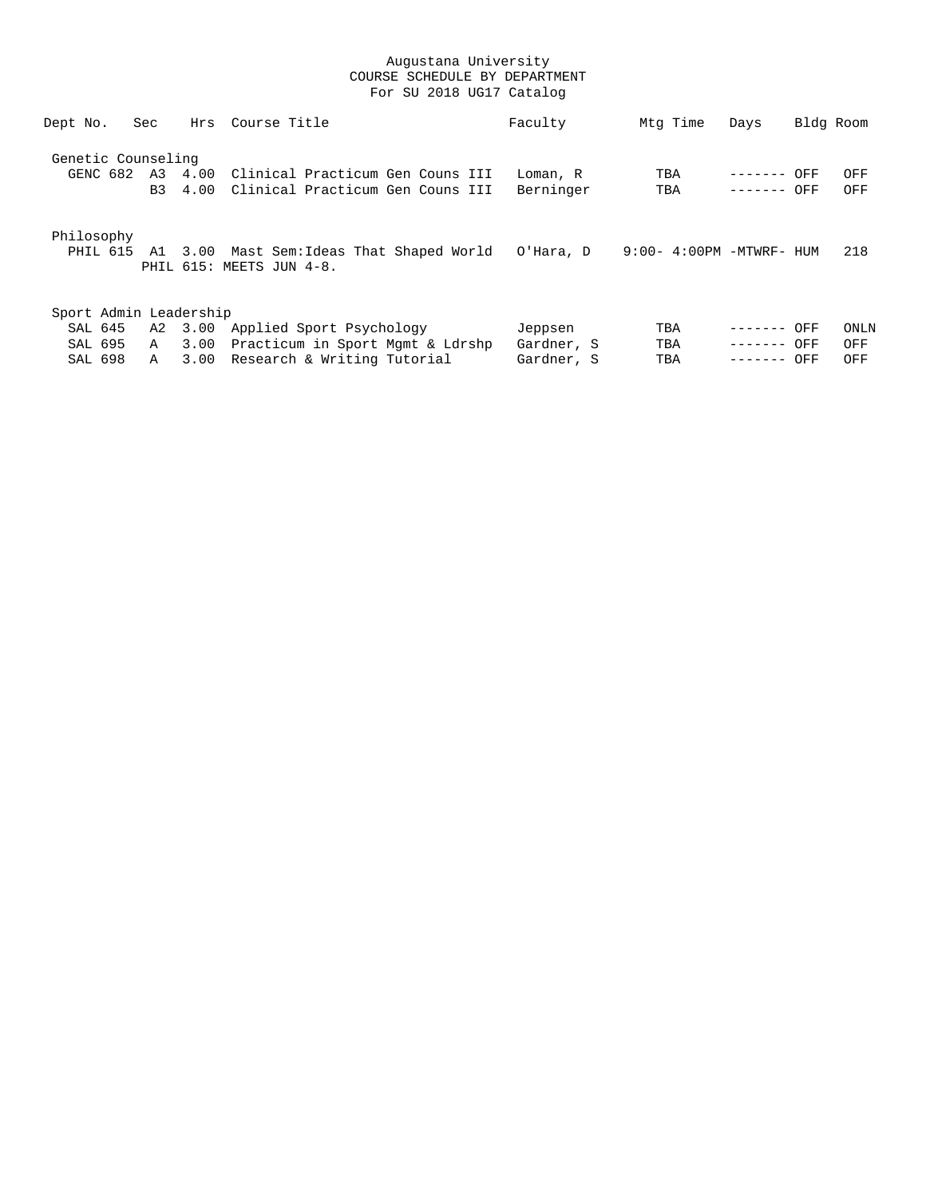Augustana University
COURSE SCHEDULE BY DEPARTMENT
For SU 2018 UG17 Catalog

| Dept No. | Sec | Hrs | Course Title | Faculty | Mtg Time | Days | Bldg | Room |
|---|---|---|---|---|---|---|---|---|
| **Genetic Counseling** | | | | | | | | |
| GENC 682 | A3 | 4.00 | Clinical Practicum Gen Couns III | Loman, R | TBA | ------- | OFF | OFF |
| | B3 | 4.00 | Clinical Practicum Gen Couns III | Berninger | TBA | ------- | OFF | OFF |
| **Philosophy** | | | | | | | | |
| PHIL 615 | A1 | 3.00 | Mast Sem:Ideas That Shaped World | O'Hara, D | 9:00- 4:00PM | -MTWRF- | HUM | 218 |
| | | | PHIL 615: MEETS JUN 4-8. | | | | | |
| **Sport Admin Leadership** | | | | | | | | |
| SAL 645 | A2 | 3.00 | Applied Sport Psychology | Jeppsen | TBA | ------- | OFF | ONLN |
| SAL 695 | A | 3.00 | Practicum in Sport Mgmt & Ldrshp | Gardner, S | TBA | ------- | OFF | OFF |
| SAL 698 | A | 3.00 | Research & Writing Tutorial | Gardner, S | TBA | ------- | OFF | OFF |